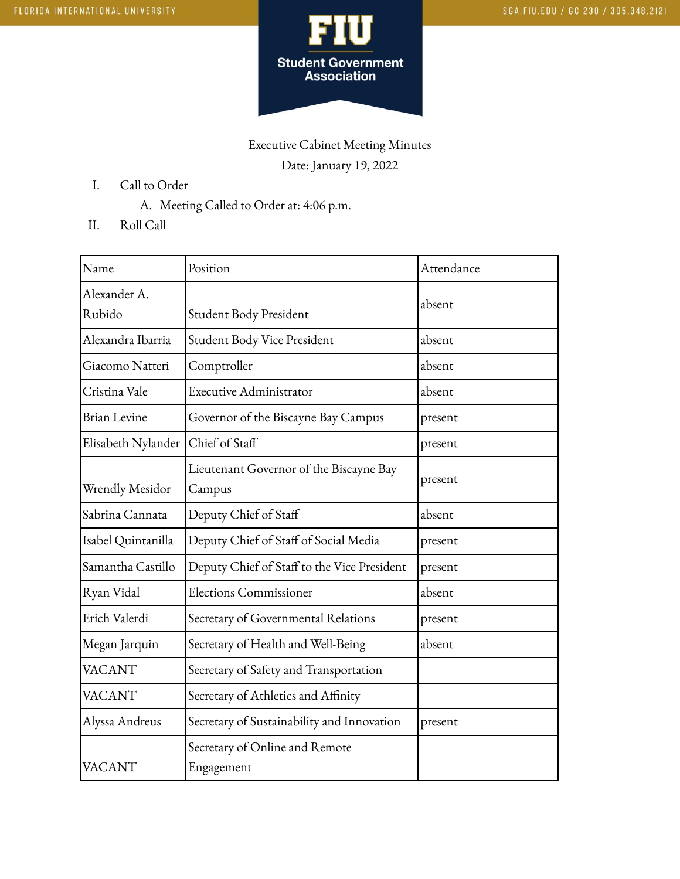Executive Cabinet Meeting Minutes

Date: January 19, 2022

I. Call to Order
   A. Meeting Called to Order at: 4:06 p.m.

II. Roll Call

| Name | Position | Attendance |
|---|---|---|
| Alexander A. Rubido | Student Body President | absent |
| Alexandra Ibarria | Student Body Vice President | absent |
| Giacomo Natteri | Comptroller | absent |
| Cristina Vale | Executive Administrator | absent |
| Brian Levine | Governor of the Biscayne Bay Campus | present |
| Elisabeth Nylander | Chief of Staff | present |
| Wrendly Mesidor | Lieutenant Governor of the Biscayne Bay Campus | present |
| Sabrina Cannata | Deputy Chief of Staff | absent |
| Isabel Quintanilla | Deputy Chief of Staff of Social Media | present |
| Samantha Castillo | Deputy Chief of Staff to the Vice President | present |
| Ryan Vidal | Elections Commissioner | absent |
| Erich Valerdi | Secretary of Governmental Relations | present |
| Megan Jarquin | Secretary of Health and Well-Being | absent |
| VACANT | Secretary of Safety and Transportation | |
| VACANT | Secretary of Athletics and Affinity | |
| Alyssa Andreus | Secretary of Sustainability and Innovation | present |
| VACANT | Secretary of Online and Remote Engagement | |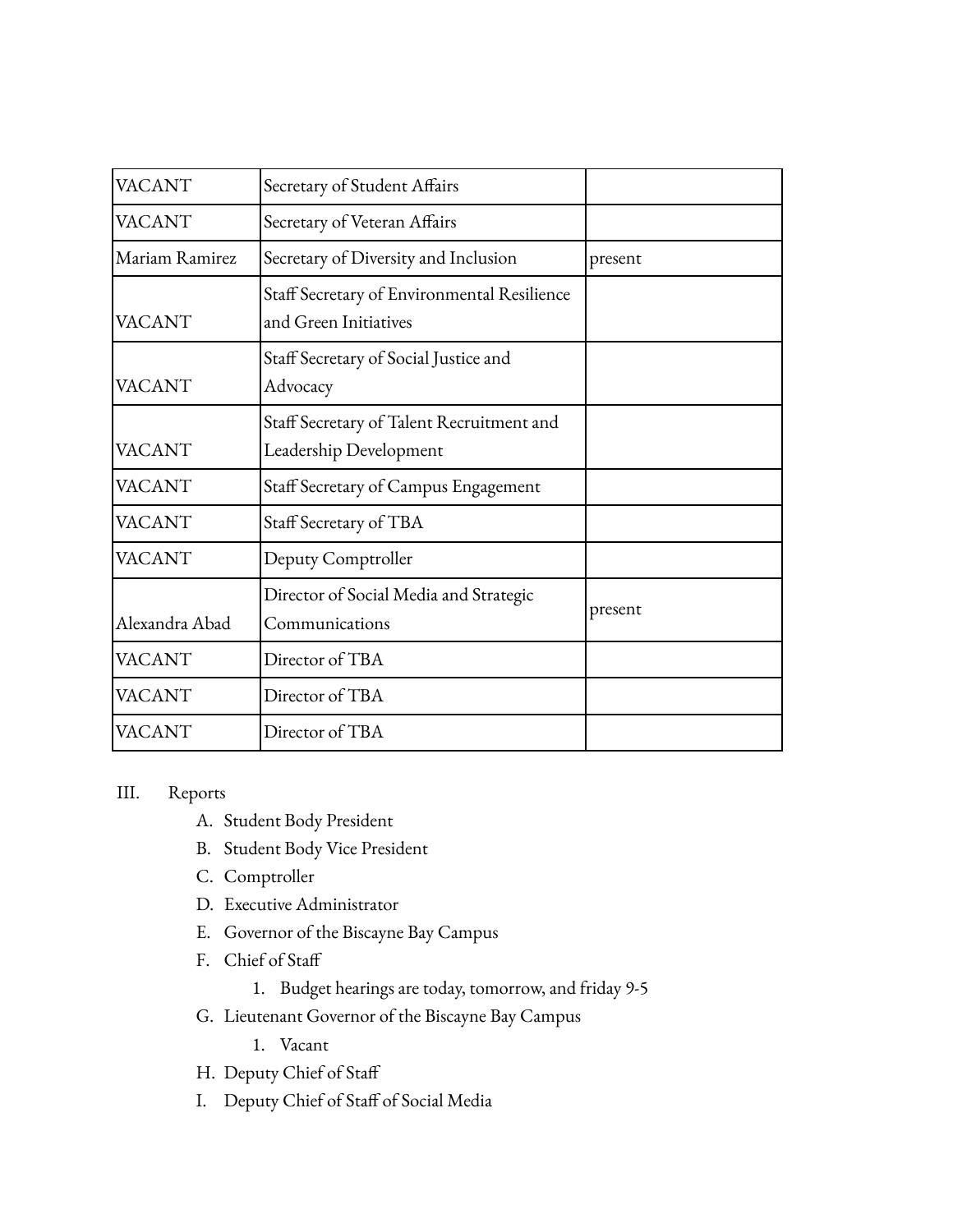| VACANT | Secretary of Student Affairs | |
|---|---|---|
| VACANT | Secretary of Veteran Affairs | |
| Mariam Ramirez | Secretary of Diversity and Inclusion | present |
| VACANT | Staff Secretary of Environmental Resilience and Green Initiatives | |
| VACANT | Staff Secretary of Social Justice and Advocacy | |
| VACANT | Staff Secretary of Talent Recruitment and Leadership Development | |
| VACANT | Staff Secretary of Campus Engagement | |
| VACANT | Staff Secretary of TBA | |
| VACANT | Deputy Comptroller | |
| Alexandra Abad | Director of Social Media and Strategic Communications | present |
| VACANT | Director of TBA | |
| VACANT | Director of TBA | |
| VACANT | Director of TBA | |

III. Reports

A. Student Body President

B. Student Body Vice President

C. Comptroller

D. Executive Administrator

E. Governor of the Biscayne Bay Campus

F. Chief of Staff

1. Budget hearings are today, tomorrow, and friday 9-5

G. Lieutenant Governor of the Biscayne Bay Campus

1. Vacant

H. Deputy Chief of Staff

I. Deputy Chief of Staff of Social Media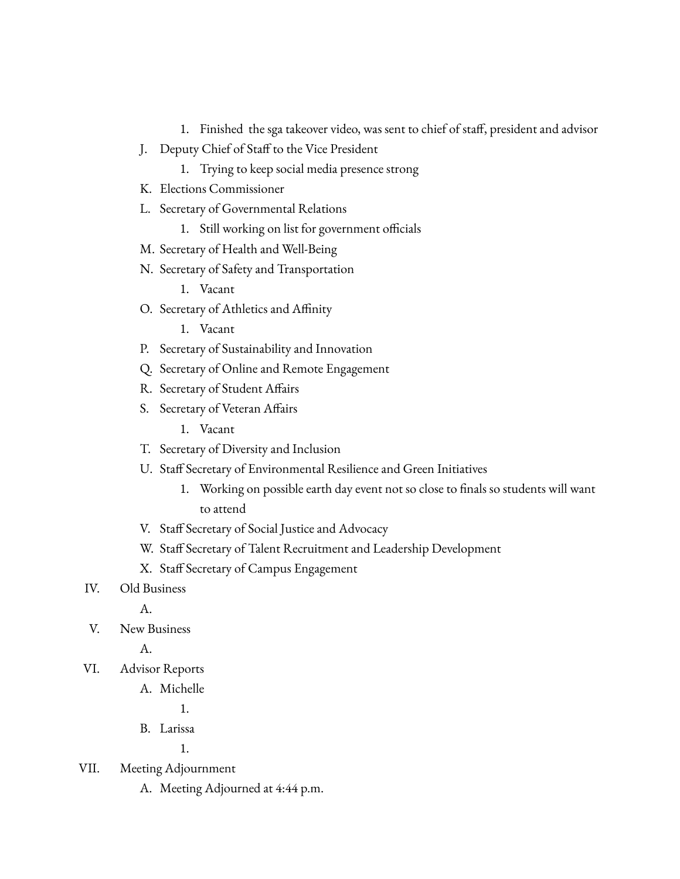1. Finished the sga takeover video, was sent to chief of staff, president and advisor

J. Deputy Chief of Staff to the Vice President
    1. Trying to keep social media presence strong

K. Elections Commissioner

L. Secretary of Governmental Relations
    1. Still working on list for government officials

M. Secretary of Health and Well-Being

N. Secretary of Safety and Transportation
    1. Vacant

O. Secretary of Athletics and Affinity
    1. Vacant

P. Secretary of Sustainability and Innovation

Q. Secretary of Online and Remote Engagement

R. Secretary of Student Affairs

S. Secretary of Veteran Affairs
    1. Vacant

T. Secretary of Diversity and Inclusion

U. Staff Secretary of Environmental Resilience and Green Initiatives
    1. Working on possible earth day event not so close to finals so students will want to attend

V. Staff Secretary of Social Justice and Advocacy

W. Staff Secretary of Talent Recruitment and Leadership Development

X. Staff Secretary of Campus Engagement

IV. Old Business

A.

V. New Business

A.

VI. Advisor Reports

A. Michelle
    1.

B. Larissa
    1.

VII. Meeting Adjournment

A. Meeting Adjourned at 4:44 p.m.